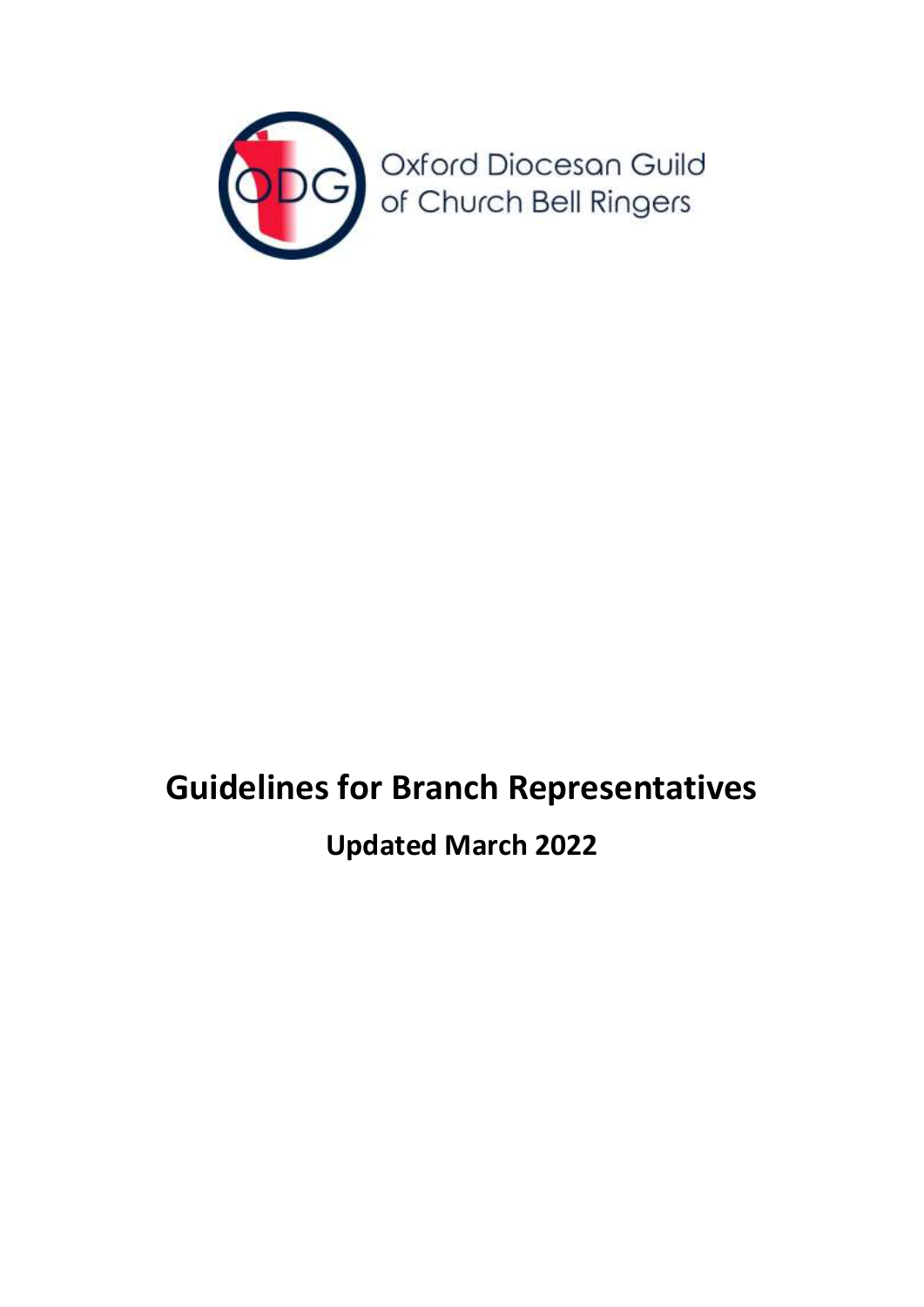Oxford Diocesan Guild of Church Bell Ringers

# Guidelines for Branch Representatives

## Updated March 2022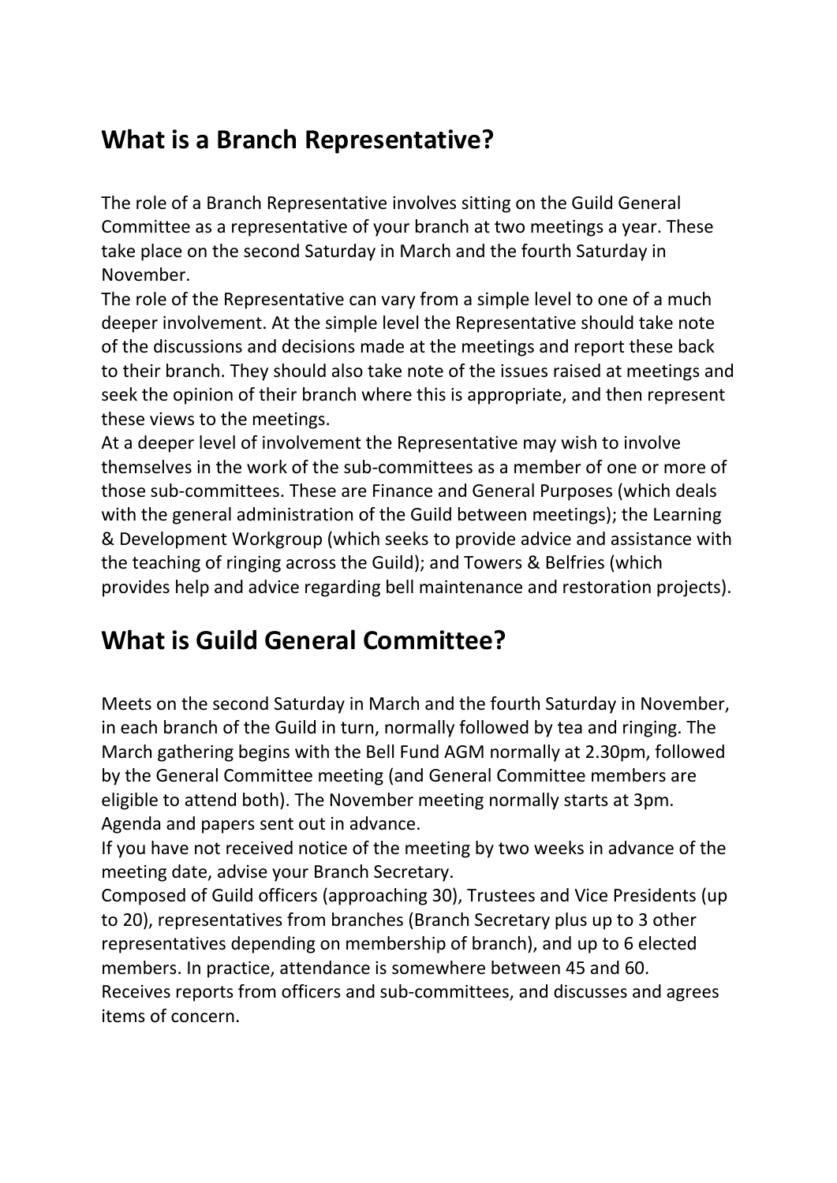## What is a Branch Representative?

The role of a Branch Representative involves sitting on the Guild General Committee as a representative of your branch at two meetings a year. These take place on the second Saturday in March and the fourth Saturday in November.

The role of the Representative can vary from a simple level to one of a much deeper involvement. At the simple level the Representative should take note of the discussions and decisions made at the meetings and report these back to their branch. They should also take note of the issues raised at meetings and seek the opinion of their branch where this is appropriate, and then represent these views to the meetings.

At a deeper level of involvement the Representative may wish to involve themselves in the work of the sub-committees as a member of one or more of those sub-committees. These are Finance and General Purposes (which deals with the general administration of the Guild between meetings); the Learning & Development Workgroup (which seeks to provide advice and assistance with the teaching of ringing across the Guild); and Towers & Belfries (which provides help and advice regarding bell maintenance and restoration projects).

## What is Guild General Committee?

Meets on the second Saturday in March and the fourth Saturday in November, in each branch of the Guild in turn, normally followed by tea and ringing. The March gathering begins with the Bell Fund AGM normally at 2.30pm, followed by the General Committee meeting (and General Committee members are eligible to attend both). The November meeting normally starts at 3pm.

Agenda and papers sent out in advance.

If you have not received notice of the meeting by two weeks in advance of the meeting date, advise your Branch Secretary.

Composed of Guild officers (approaching 30), Trustees and Vice Presidents (up to 20), representatives from branches (Branch Secretary plus up to 3 other representatives depending on membership of branch), and up to 6 elected members. In practice, attendance is somewhere between 45 and 60.

Receives reports from officers and sub-committees, and discusses and agrees items of concern.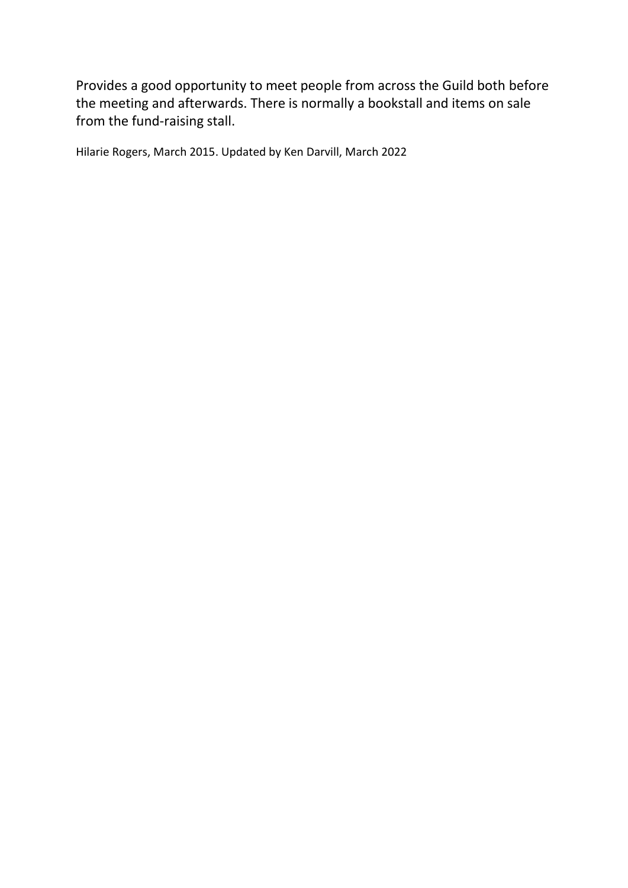Provides a good opportunity to meet people from across the Guild both before the meeting and afterwards. There is normally a bookstall and items on sale from the fund-raising stall.

Hilarie Rogers, March 2015. Updated by Ken Darvill, March 2022